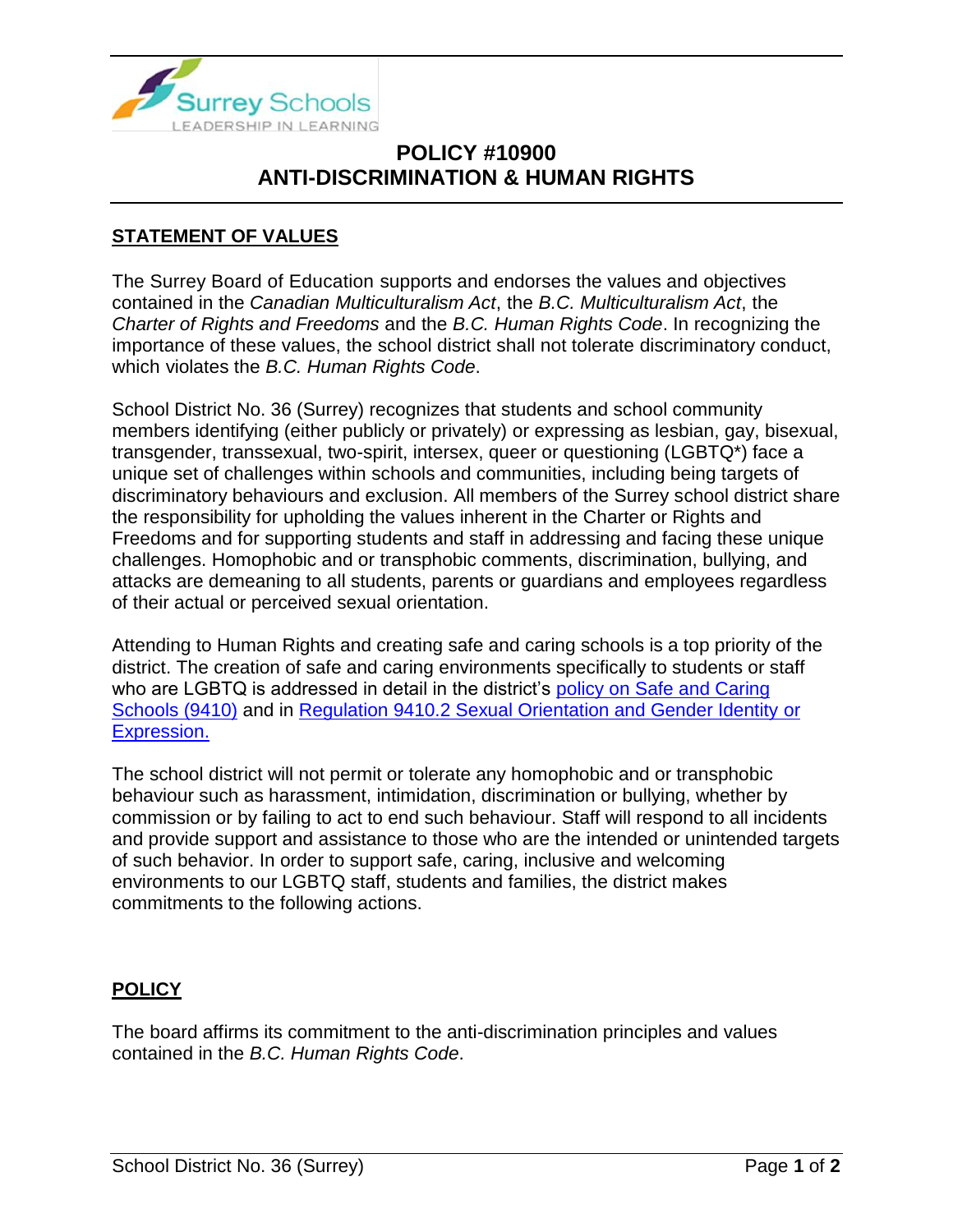# POLICY #10900
# ANTI-DISCRIMINATION & HUMAN RIGHTS

## STATEMENT OF VALUES

The Surrey Board of Education supports and endorses the values and objectives contained in the *Canadian Multiculturalism Act*, the *B.C. Multiculturalism Act*, the *Charter of Rights and Freedoms* and the *B.C. Human Rights Code*. In recognizing the importance of these values, the school district shall not tolerate discriminatory conduct, which violates the *B.C. Human Rights Code*.

School District No. 36 (Surrey) recognizes that students and school community members identifying (either publicly or privately) or expressing as lesbian, gay, bisexual, transgender, transsexual, two-spirit, intersex, queer or questioning (LGBTQ*) face a unique set of challenges within schools and communities, including being targets of discriminatory behaviours and exclusion. All members of the Surrey school district share the responsibility for upholding the values inherent in the Charter or Rights and Freedoms and for supporting students and staff in addressing and facing these unique challenges. Homophobic and or transphobic comments, discrimination, bullying, and attacks are demeaning to all students, parents or guardians and employees regardless of their actual or perceived sexual orientation.

Attending to Human Rights and creating safe and caring schools is a top priority of the district. The creation of safe and caring environments specifically to students or staff who are LGBTQ is addressed in detail in the district's policy on Safe and Caring Schools (9410) and in Regulation 9410.2 Sexual Orientation and Gender Identity or Expression.

The school district will not permit or tolerate any homophobic and or transphobic behaviour such as harassment, intimidation, discrimination or bullying, whether by commission or by failing to act to end such behaviour. Staff will respond to all incidents and provide support and assistance to those who are the intended or unintended targets of such behavior. In order to support safe, caring, inclusive and welcoming environments to our LGBTQ staff, students and families, the district makes commitments to the following actions.

## POLICY

The board affirms its commitment to the anti-discrimination principles and values contained in the *B.C. Human Rights Code*.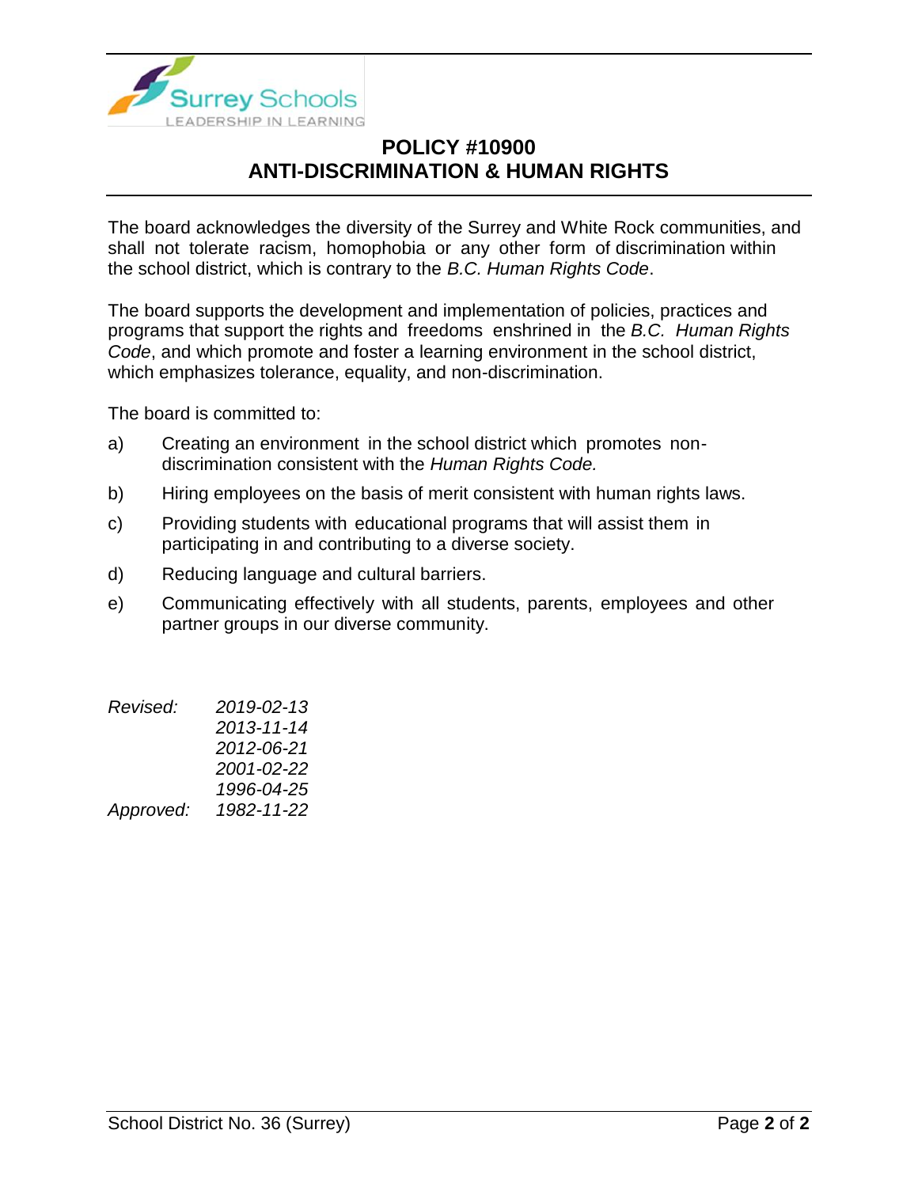# POLICY #10900
# ANTI-DISCRIMINATION & HUMAN RIGHTS

The board acknowledges the diversity of the Surrey and White Rock communities, and shall not tolerate racism, homophobia or any other form of discrimination within the school district, which is contrary to the *B.C. Human Rights Code*.

The board supports the development and implementation of policies, practices and programs that support the rights and freedoms enshrined in the *B.C. Human Rights Code*, and which promote and foster a learning environment in the school district, which emphasizes tolerance, equality, and non-discrimination.

The board is committed to:

a) Creating an environment in the school district which promotes non-discrimination consistent with the *Human Rights Code.*

b) Hiring employees on the basis of merit consistent with human rights laws.

c) Providing students with educational programs that will assist them in participating in and contributing to a diverse society.

d) Reducing language and cultural barriers.

e) Communicating effectively with all students, parents, employees and other partner groups in our diverse community.

| | |
|---|---|
| *Revised:* | *2019-02-13* |
| | *2013-11-14* |
| | *2012-06-21* |
| | *2001-02-22* |
| | *1996-04-25* |
| *Approved:* | *1982-11-22* |